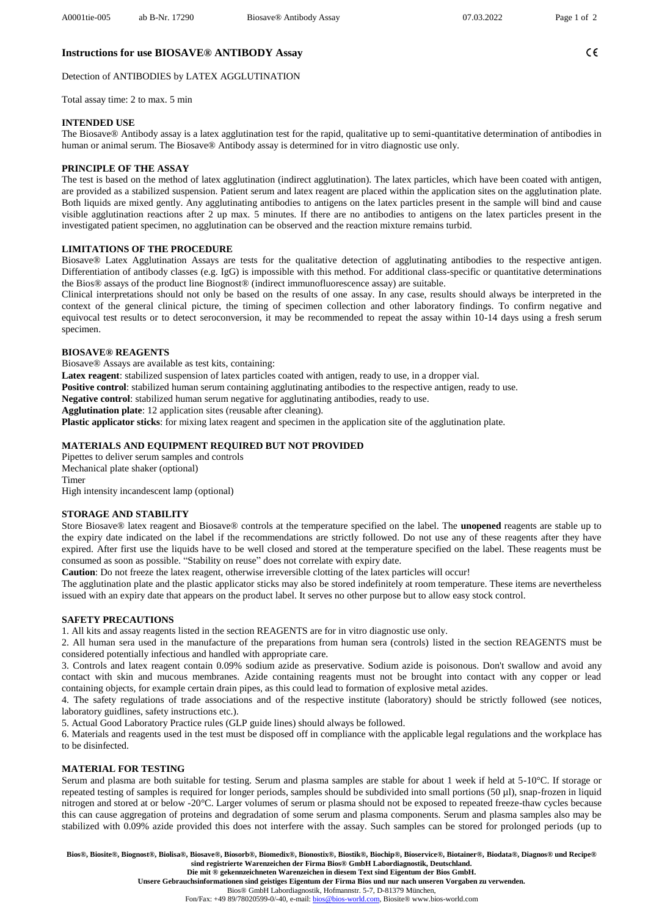## Instructions for use BIOSAVE® ANTIBODY Assay

CE

Detection of ANTIBODIES by LATEX AGGLUTINATION

Total assay time: 2 to max. 5 min

### INTENDED USE

The Biosave® Antibody assay is a latex agglutination test for the rapid, qualitative up to semi-quantitative determination of antibodies in human or animal serum. The Biosave® Antibody assay is determined for in vitro diagnostic use only.

### PRINCIPLE OF THE ASSAY

The test is based on the method of latex agglutination (indirect agglutination). The latex particles, which have been coated with antigen, are provided as a stabilized suspension. Patient serum and latex reagent are placed within the application sites on the agglutination plate. Both liquids are mixed gently. Any agglutinating antibodies to antigens on the latex particles present in the sample will bind and cause visible agglutination reactions after 2 up max. 5 minutes. If there are no antibodies to antigens on the latex particles present in the investigated patient specimen, no agglutination can be observed and the reaction mixture remains turbid.

### LIMITATIONS OF THE PROCEDURE

Biosave® Latex Agglutination Assays are tests for the qualitative detection of agglutinating antibodies to the respective antigen. Differentiation of antibody classes (e.g. IgG) is impossible with this method. For additional class-specific or quantitative determinations the Bios® assays of the product line Biognost® (indirect immunofluorescence assay) are suitable.

Clinical interpretations should not only be based on the results of one assay. In any case, results should always be interpreted in the context of the general clinical picture, the timing of specimen collection and other laboratory findings. To confirm negative and equivocal test results or to detect seroconversion, it may be recommended to repeat the assay within 10-14 days using a fresh serum specimen.

### BIOSAVE® REAGENTS

Biosave® Assays are available as test kits, containing:

**Latex reagent**: stabilized suspension of latex particles coated with antigen, ready to use, in a dropper vial.

**Positive control**: stabilized human serum containing agglutinating antibodies to the respective antigen, ready to use.

**Negative control**: stabilized human serum negative for agglutinating antibodies, ready to use.

**Agglutination plate**: 12 application sites (reusable after cleaning).

**Plastic applicator sticks**: for mixing latex reagent and specimen in the application site of the agglutination plate.

### MATERIALS AND EQUIPMENT REQUIRED BUT NOT PROVIDED

Pipettes to deliver serum samples and controls
Mechanical plate shaker (optional)
Timer
High intensity incandescent lamp (optional)

### STORAGE AND STABILITY

Store Biosave® latex reagent and Biosave® controls at the temperature specified on the label. The **unopened** reagents are stable up to the expiry date indicated on the label if the recommendations are strictly followed. Do not use any of these reagents after they have expired. After first use the liquids have to be well closed and stored at the temperature specified on the label. These reagents must be consumed as soon as possible. "Stability on reuse" does not correlate with expiry date.

**Caution**: Do not freeze the latex reagent, otherwise irreversible clotting of the latex particles will occur!

The agglutination plate and the plastic applicator sticks may also be stored indefinitely at room temperature. These items are nevertheless issued with an expiry date that appears on the product label. It serves no other purpose but to allow easy stock control.

### SAFETY PRECAUTIONS

1. All kits and assay reagents listed in the section REAGENTS are for in vitro diagnostic use only.
2. All human sera used in the manufacture of the preparations from human sera (controls) listed in the section REAGENTS must be considered potentially infectious and handled with appropriate care.
3. Controls and latex reagent contain 0.09% sodium azide as preservative. Sodium azide is poisonous. Don't swallow and avoid any contact with skin and mucous membranes. Azide containing reagents must not be brought into contact with any copper or lead containing objects, for example certain drain pipes, as this could lead to formation of explosive metal azides.
4. The safety regulations of trade associations and of the respective institute (laboratory) should be strictly followed (see notices, laboratory guidlines, safety instructions etc.).
5. Actual Good Laboratory Practice rules (GLP guide lines) should always be followed.
6. Materials and reagents used in the test must be disposed off in compliance with the applicable legal regulations and the workplace has to be disinfected.

### MATERIAL FOR TESTING

Serum and plasma are both suitable for testing. Serum and plasma samples are stable for about 1 week if held at 5-10°C. If storage or repeated testing of samples is required for longer periods, samples should be subdivided into small portions (50 µl), snap-frozen in liquid nitrogen and stored at or below -20°C. Larger volumes of serum or plasma should not be exposed to repeated freeze-thaw cycles because this can cause aggregation of proteins and degradation of some serum and plasma components. Serum and plasma samples also may be stabilized with 0.09% azide provided this does not interfere with the assay. Such samples can be stored for prolonged periods (up to

**Bios®, Biosite®, Biognost®, Biolisa®, Biosave®, Biosorb®, Biomedix®, Bionostix®, Biostik®, Biochip®, Bioservice®, Biotainer®, Biodata®, Diagnos® und Recipe® sind registrierte Warenzeichen der Firma Bios® GmbH Labordiagnostik, Deutschland.**
**Die mit ® gekennzeichneten Warenzeichen in diesem Text sind Eigentum der Bios GmbH.**
**Unsere Gebrauchsinformationen sind geistiges Eigentum der Firma Bios und nur nach unseren Vorgaben zu verwenden.**
Bios® GmbH Labordiagnostik, Hofmannstr. 5-7, D-81379 München,
Fon/Fax: +49 89/78020599-0/-40, e-mail: bios@bios-world.com, Biosite® www.bios-world.com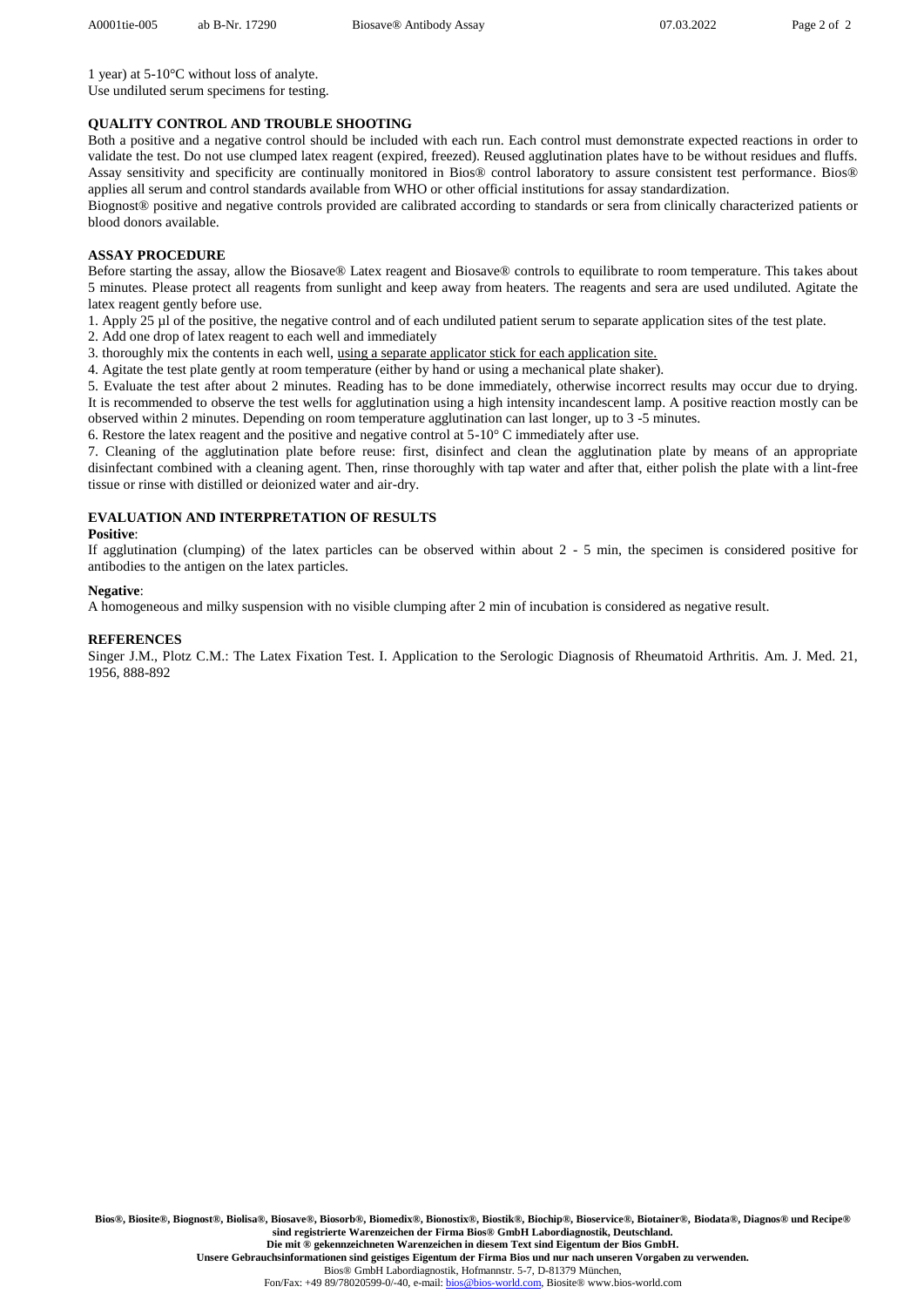1 year) at 5-10°C without loss of analyte.
Use undiluted serum specimens for testing.

## QUALITY CONTROL AND TROUBLE SHOOTING

Both a positive and a negative control should be included with each run. Each control must demonstrate expected reactions in order to validate the test. Do not use clumped latex reagent (expired, freezed). Reused agglutination plates have to be without residues and fluffs. Assay sensitivity and specificity are continually monitored in Bios® control laboratory to assure consistent test performance. Bios® applies all serum and control standards available from WHO or other official institutions for assay standardization.
Biognost® positive and negative controls provided are calibrated according to standards or sera from clinically characterized patients or blood donors available.

## ASSAY PROCEDURE

Before starting the assay, allow the Biosave® Latex reagent and Biosave® controls to equilibrate to room temperature. This takes about 5 minutes. Please protect all reagents from sunlight and keep away from heaters. The reagents and sera are used undiluted. Agitate the latex reagent gently before use.

1. Apply 25 µl of the positive, the negative control and of each undiluted patient serum to separate application sites of the test plate.
2. Add one drop of latex reagent to each well and immediately
3. thoroughly mix the contents in each well, <u>using a separate applicator stick for each application site.</u>
4. Agitate the test plate gently at room temperature (either by hand or using a mechanical plate shaker).
5. Evaluate the test after about 2 minutes. Reading has to be done immediately, otherwise incorrect results may occur due to drying. It is recommended to observe the test wells for agglutination using a high intensity incandescent lamp. A positive reaction mostly can be observed within 2 minutes. Depending on room temperature agglutination can last longer, up to 3 -5 minutes.
6. Restore the latex reagent and the positive and negative control at 5-10° C immediately after use.
7. Cleaning of the agglutination plate before reuse: first, disinfect and clean the agglutination plate by means of an appropriate disinfectant combined with a cleaning agent. Then, rinse thoroughly with tap water and after that, either polish the plate with a lint-free tissue or rinse with distilled or deionized water and air-dry.

## EVALUATION AND INTERPRETATION OF RESULTS

**Positive**:
If agglutination (clumping) of the latex particles can be observed within about 2 - 5 min, the specimen is considered positive for antibodies to the antigen on the latex particles.

**Negative**:
A homogeneous and milky suspension with no visible clumping after 2 min of incubation is considered as negative result.

## REFERENCES

Singer J.M., Plotz C.M.: The Latex Fixation Test. I. Application to the Serologic Diagnosis of Rheumatoid Arthritis. Am. J. Med. 21, 1956, 888-892

**Bios®, Biosite®, Biognost®, Biolisa®, Biosave®, Biosorb®, Biomedix®, Bionostix®, Biostik®, Biochip®, Bioservice®, Biotainer®, Biodata®, Diagnos® und Recipe® sind registrierte Warenzeichen der Firma Bios® GmbH Labordiagnostik, Deutschland.**
**Die mit ® gekennzeichneten Warenzeichen in diesem Text sind Eigentum der Bios GmbH.**
**Unsere Gebrauchsinformationen sind geistiges Eigentum der Firma Bios und nur nach unseren Vorgaben zu verwenden.**
Bios® GmbH Labordiagnostik, Hofmannstr. 5-7, D-81379 München,
Fon/Fax: +49 89/78020599-0/-40, e-mail: bios@bios-world.com, Biosite® www.bios-world.com